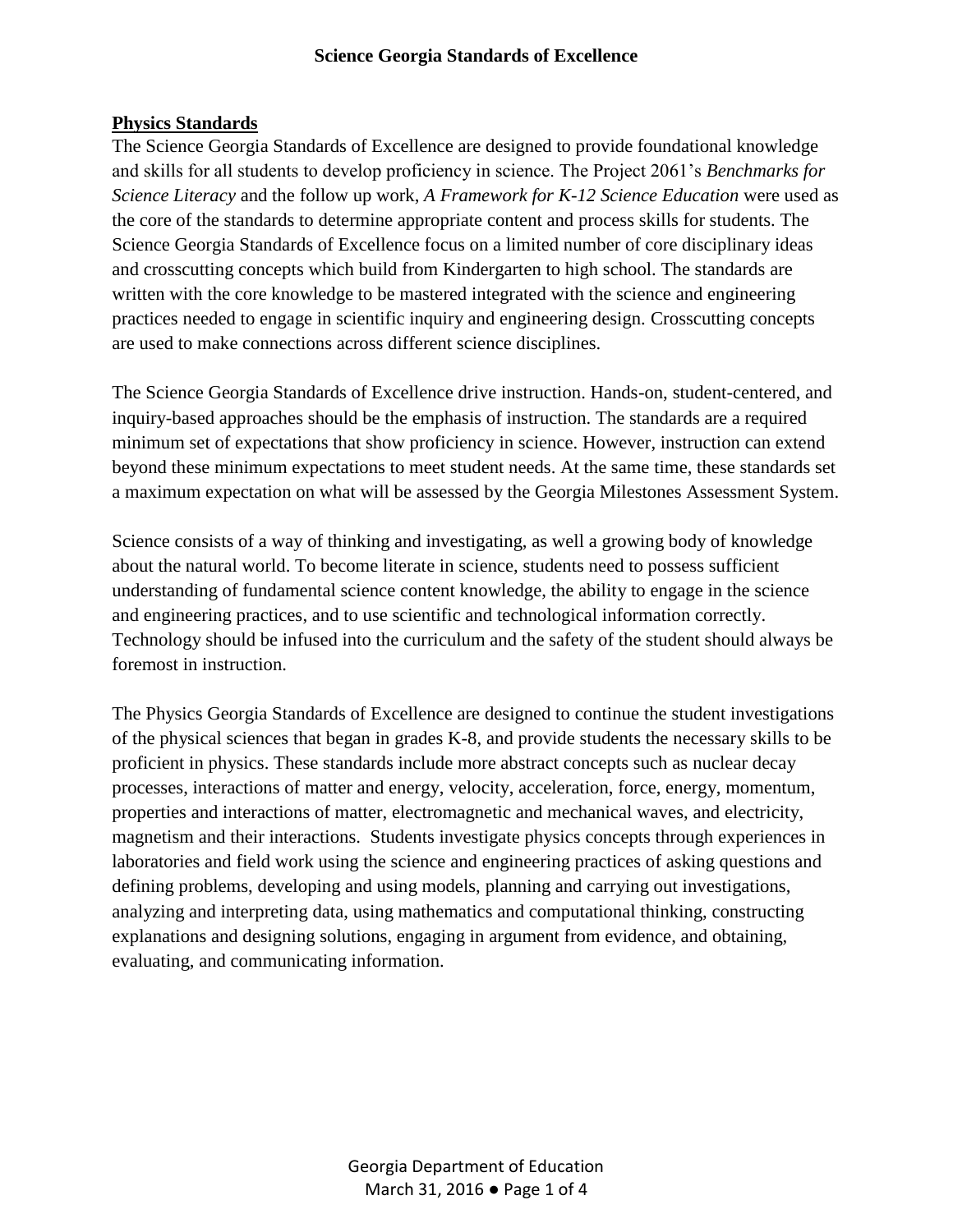# Science Georgia Standards of Excellence

## Physics Standards

The Science Georgia Standards of Excellence are designed to provide foundational knowledge and skills for all students to develop proficiency in science. The Project 2061's *Benchmarks for Science Literacy* and the follow up work, *A Framework for K-12 Science Education* were used as the core of the standards to determine appropriate content and process skills for students. The Science Georgia Standards of Excellence focus on a limited number of core disciplinary ideas and crosscutting concepts which build from Kindergarten to high school. The standards are written with the core knowledge to be mastered integrated with the science and engineering practices needed to engage in scientific inquiry and engineering design. Crosscutting concepts are used to make connections across different science disciplines.

The Science Georgia Standards of Excellence drive instruction. Hands-on, student-centered, and inquiry-based approaches should be the emphasis of instruction. The standards are a required minimum set of expectations that show proficiency in science. However, instruction can extend beyond these minimum expectations to meet student needs. At the same time, these standards set a maximum expectation on what will be assessed by the Georgia Milestones Assessment System.

Science consists of a way of thinking and investigating, as well a growing body of knowledge about the natural world. To become literate in science, students need to possess sufficient understanding of fundamental science content knowledge, the ability to engage in the science and engineering practices, and to use scientific and technological information correctly. Technology should be infused into the curriculum and the safety of the student should always be foremost in instruction.

The Physics Georgia Standards of Excellence are designed to continue the student investigations of the physical sciences that began in grades K-8, and provide students the necessary skills to be proficient in physics. These standards include more abstract concepts such as nuclear decay processes, interactions of matter and energy, velocity, acceleration, force, energy, momentum, properties and interactions of matter, electromagnetic and mechanical waves, and electricity, magnetism and their interactions. Students investigate physics concepts through experiences in laboratories and field work using the science and engineering practices of asking questions and defining problems, developing and using models, planning and carrying out investigations, analyzing and interpreting data, using mathematics and computational thinking, constructing explanations and designing solutions, engaging in argument from evidence, and obtaining, evaluating, and communicating information.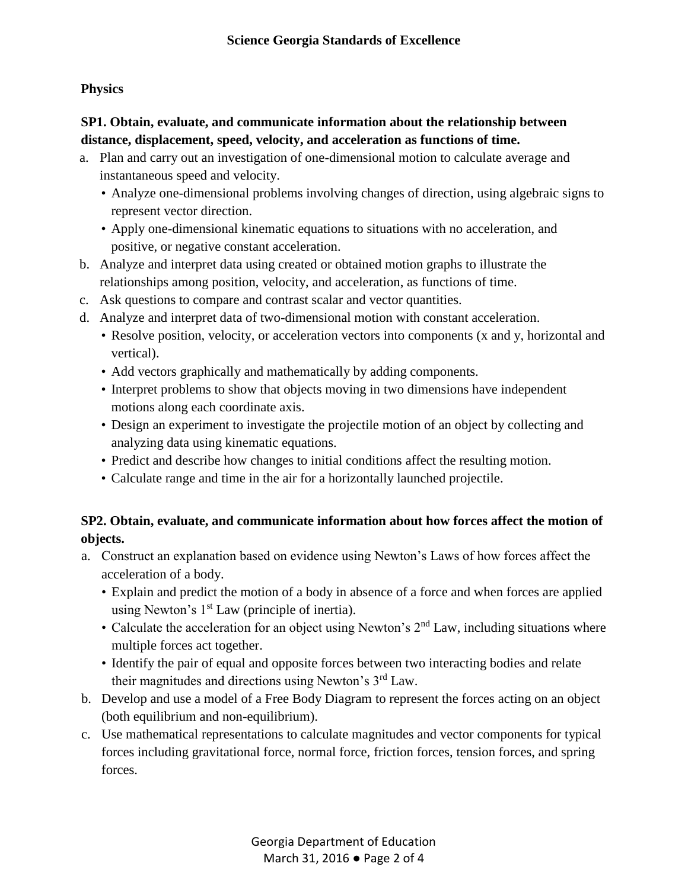**Physics**

**SP1. Obtain, evaluate, and communicate information about the relationship between distance, displacement, speed, velocity, and acceleration as functions of time.**

a. Plan and carry out an investigation of one-dimensional motion to calculate average and instantaneous speed and velocity.
   - Analyze one-dimensional problems involving changes of direction, using algebraic signs to represent vector direction.
   - Apply one-dimensional kinematic equations to situations with no acceleration, and positive, or negative constant acceleration.

b. Analyze and interpret data using created or obtained motion graphs to illustrate the relationships among position, velocity, and acceleration, as functions of time.

c. Ask questions to compare and contrast scalar and vector quantities.

d. Analyze and interpret data of two-dimensional motion with constant acceleration.
   - Resolve position, velocity, or acceleration vectors into components (x and y, horizontal and vertical).
   - Add vectors graphically and mathematically by adding components.
   - Interpret problems to show that objects moving in two dimensions have independent motions along each coordinate axis.
   - Design an experiment to investigate the projectile motion of an object by collecting and analyzing data using kinematic equations.
   - Predict and describe how changes to initial conditions affect the resulting motion.
   - Calculate range and time in the air for a horizontally launched projectile.

**SP2. Obtain, evaluate, and communicate information about how forces affect the motion of objects.**

a. Construct an explanation based on evidence using Newton's Laws of how forces affect the acceleration of a body.
   - Explain and predict the motion of a body in absence of a force and when forces are applied using Newton's 1st Law (principle of inertia).
   - Calculate the acceleration for an object using Newton's 2nd Law, including situations where multiple forces act together.
   - Identify the pair of equal and opposite forces between two interacting bodies and relate their magnitudes and directions using Newton's 3rd Law.

b. Develop and use a model of a Free Body Diagram to represent the forces acting on an object (both equilibrium and non-equilibrium).

c. Use mathematical representations to calculate magnitudes and vector components for typical forces including gravitational force, normal force, friction forces, tension forces, and spring forces.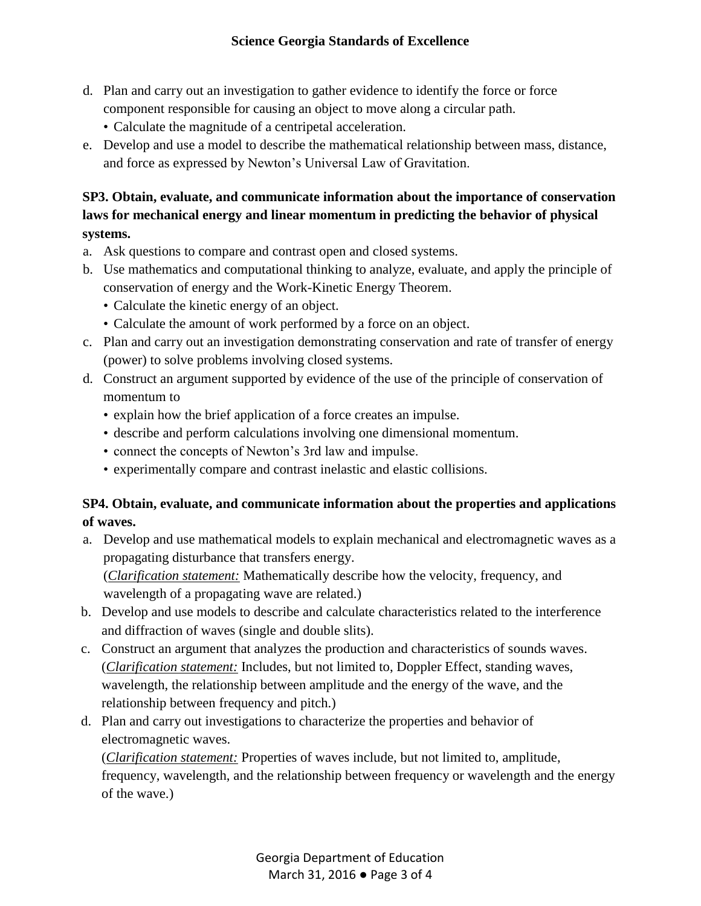d. Plan and carry out an investigation to gather evidence to identify the force or force component responsible for causing an object to move along a circular path.
   - Calculate the magnitude of a centripetal acceleration.

e. Develop and use a model to describe the mathematical relationship between mass, distance, and force as expressed by Newton's Universal Law of Gravitation.

**SP3. Obtain, evaluate, and communicate information about the importance of conservation laws for mechanical energy and linear momentum in predicting the behavior of physical systems.**

a. Ask questions to compare and contrast open and closed systems.

b. Use mathematics and computational thinking to analyze, evaluate, and apply the principle of conservation of energy and the Work-Kinetic Energy Theorem.
   - Calculate the kinetic energy of an object.
   - Calculate the amount of work performed by a force on an object.

c. Plan and carry out an investigation demonstrating conservation and rate of transfer of energy (power) to solve problems involving closed systems.

d. Construct an argument supported by evidence of the use of the principle of conservation of momentum to
   - explain how the brief application of a force creates an impulse.
   - describe and perform calculations involving one dimensional momentum.
   - connect the concepts of Newton's 3rd law and impulse.
   - experimentally compare and contrast inelastic and elastic collisions.

**SP4. Obtain, evaluate, and communicate information about the properties and applications of waves.**

a. Develop and use mathematical models to explain mechanical and electromagnetic waves as a propagating disturbance that transfers energy.
   (*Clarification statement:* Mathematically describe how the velocity, frequency, and wavelength of a propagating wave are related.)

b. Develop and use models to describe and calculate characteristics related to the interference and diffraction of waves (single and double slits).

c. Construct an argument that analyzes the production and characteristics of sounds waves.
   (*Clarification statement:* Includes, but not limited to, Doppler Effect, standing waves, wavelength, the relationship between amplitude and the energy of the wave, and the relationship between frequency and pitch.)

d. Plan and carry out investigations to characterize the properties and behavior of electromagnetic waves.
   (*Clarification statement:* Properties of waves include, but not limited to, amplitude, frequency, wavelength, and the relationship between frequency or wavelength and the energy of the wave.)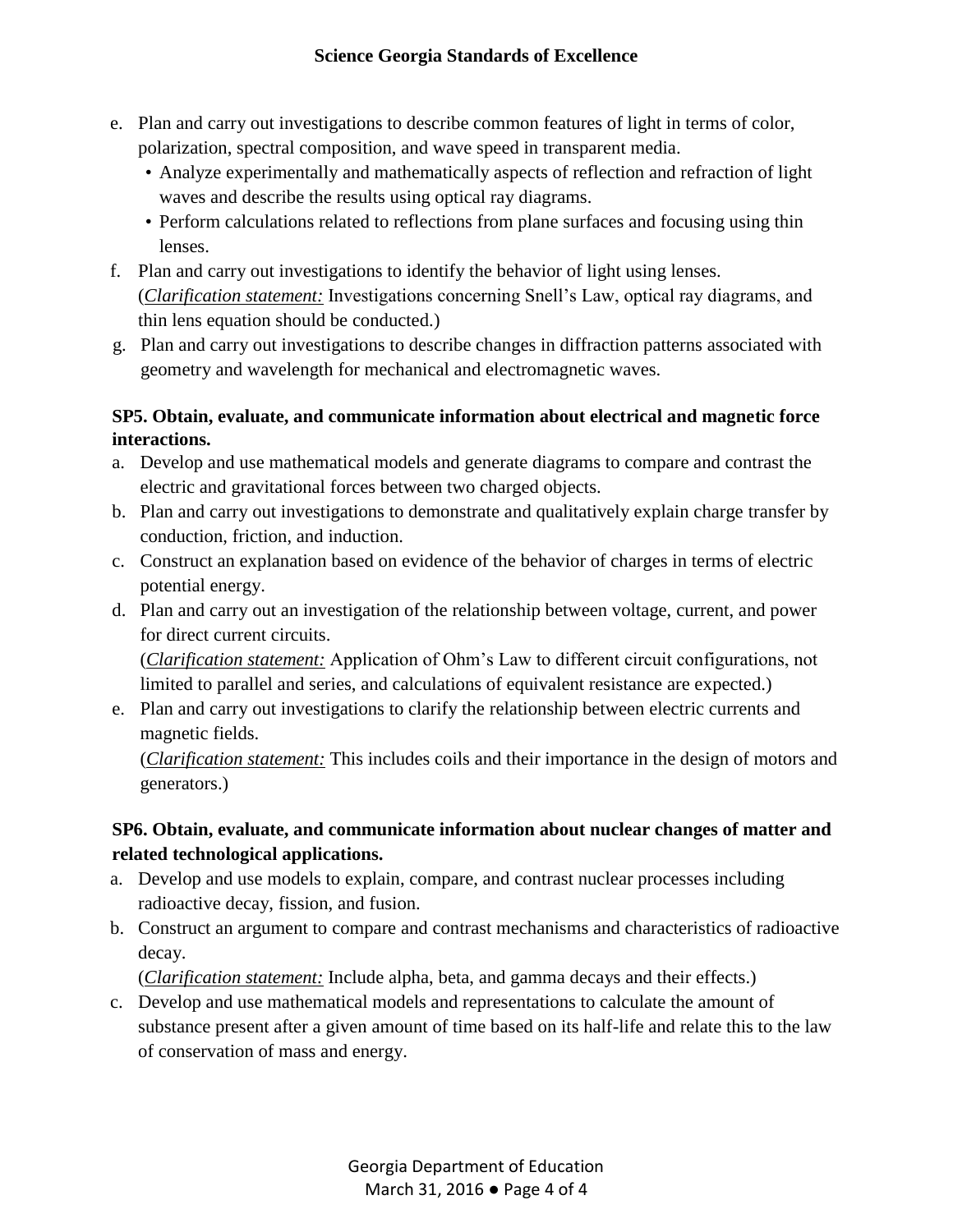e. Plan and carry out investigations to describe common features of light in terms of color, polarization, spectral composition, and wave speed in transparent media.
   - Analyze experimentally and mathematically aspects of reflection and refraction of light waves and describe the results using optical ray diagrams.
   - Perform calculations related to reflections from plane surfaces and focusing using thin lenses.

f. Plan and carry out investigations to identify the behavior of light using lenses. (*Clarification statement:* Investigations concerning Snell's Law, optical ray diagrams, and thin lens equation should be conducted.)

g. Plan and carry out investigations to describe changes in diffraction patterns associated with geometry and wavelength for mechanical and electromagnetic waves.

**SP5. Obtain, evaluate, and communicate information about electrical and magnetic force interactions.**

a. Develop and use mathematical models and generate diagrams to compare and contrast the electric and gravitational forces between two charged objects.

b. Plan and carry out investigations to demonstrate and qualitatively explain charge transfer by conduction, friction, and induction.

c. Construct an explanation based on evidence of the behavior of charges in terms of electric potential energy.

d. Plan and carry out an investigation of the relationship between voltage, current, and power for direct current circuits.

   (*Clarification statement:* Application of Ohm's Law to different circuit configurations, not limited to parallel and series, and calculations of equivalent resistance are expected.)

e. Plan and carry out investigations to clarify the relationship between electric currents and magnetic fields.

   (*Clarification statement:* This includes coils and their importance in the design of motors and generators.)

**SP6. Obtain, evaluate, and communicate information about nuclear changes of matter and related technological applications.**

a. Develop and use models to explain, compare, and contrast nuclear processes including radioactive decay, fission, and fusion.

b. Construct an argument to compare and contrast mechanisms and characteristics of radioactive decay.

   (*Clarification statement:* Include alpha, beta, and gamma decays and their effects.)

c. Develop and use mathematical models and representations to calculate the amount of substance present after a given amount of time based on its half-life and relate this to the law of conservation of mass and energy.